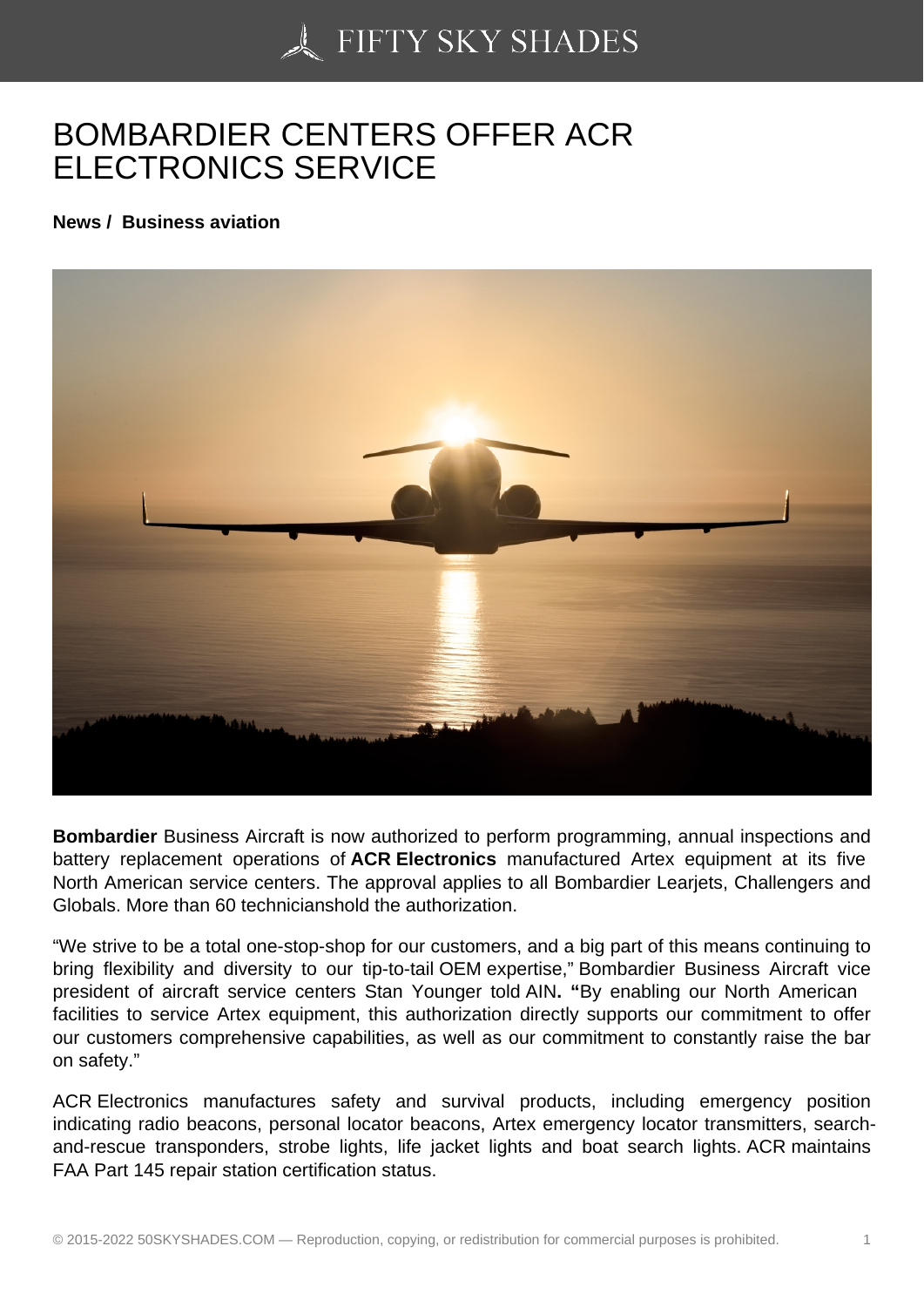# BOMBARDIER CENTERS OFFER ACR ELECTRONICS SERVICE

**News / Business aviation**

**Bombardier** Business Aircraft is now authorized to perform programming, annual inspections and battery replacement operations of **ACR Electronics** manufactured Artex equipment at its five North American service centers. The approval applies to all Bombardier Learjets, Challengers and Globals. More than 60 technicianshold the authorization.

"We strive to be a total one-stop-shop for our customers, and a big part of this means continuing to bring flexibility and diversity to our tip-to-tail OEM expertise," Bombardier Business Aircraft vice president of aircraft service centers Stan Younger told AIN**. "**By enabling our North American facilities to service Artex equipment, this authorization directly supports our commitment to offer our customers comprehensive capabilities, as well as our commitment to constantly raise the bar on safety."

ACR Electronics manufactures safety and survival products, including emergency position indicating radio beacons, personal locator beacons, Artex emergency locator transmitters, search-and-rescue transponders, strobe lights, life jacket lights and boat search lights. ACR maintains FAA Part 145 repair station certification status.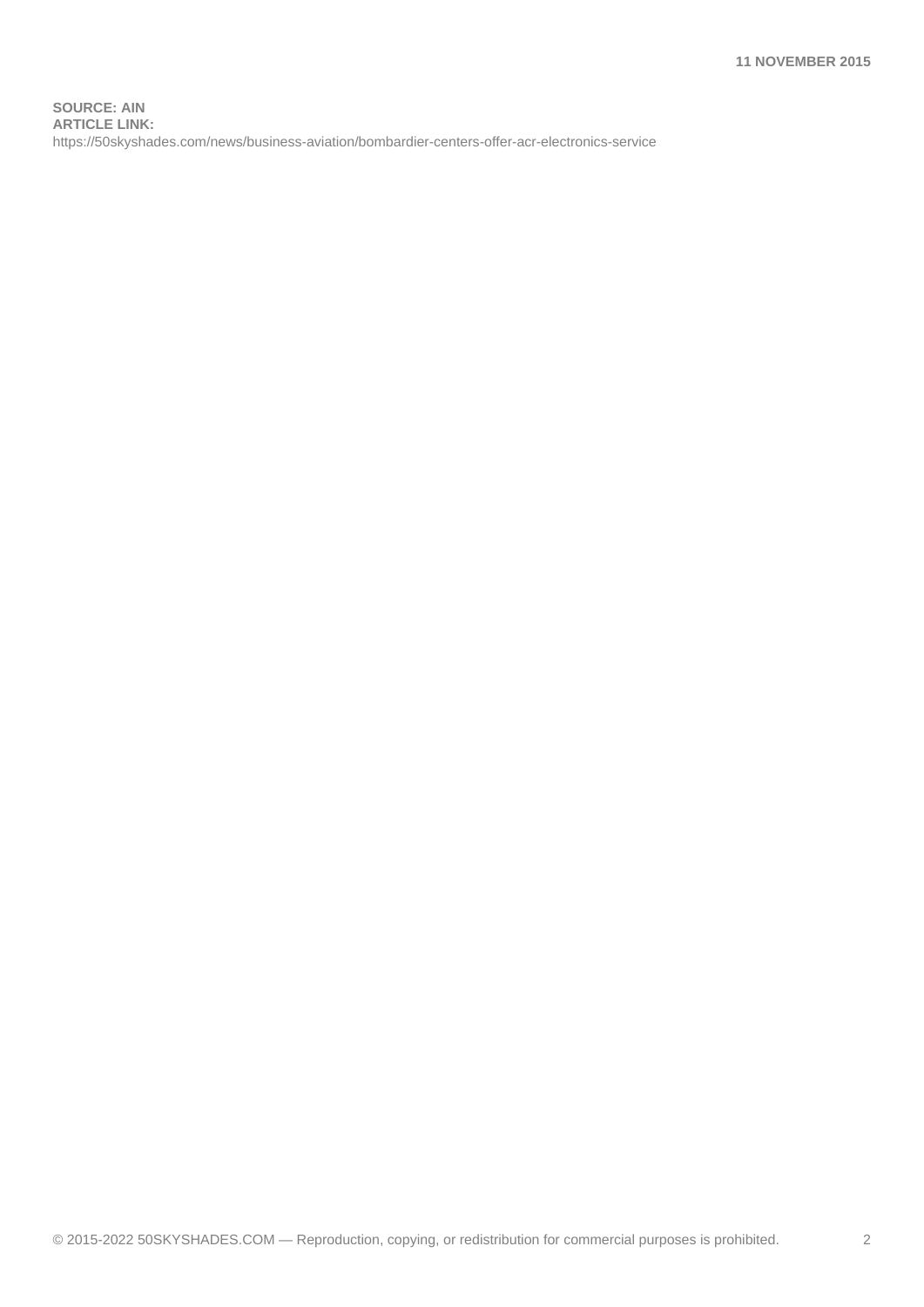**SOURCE: AIN**
**ARTICLE LINK:**
https://50skyshades.com/news/business-aviation/bombardier-centers-offer-acr-electronics-service